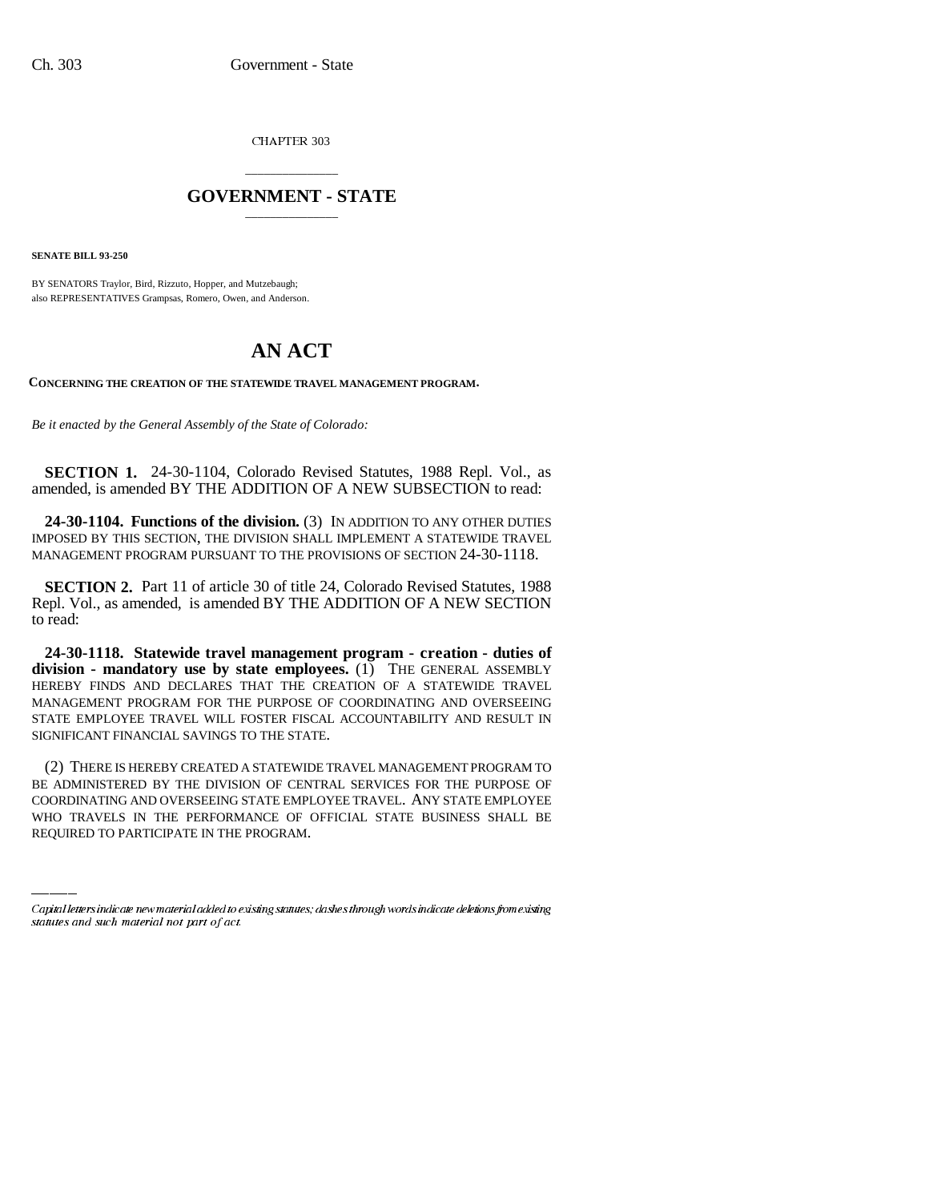CHAPTER 303

# GOVERNMENT - STATE

**SENATE BILL 93-250**

BY SENATORS Traylor, Bird, Rizzuto, Hopper, and Mutzebaugh;
also REPRESENTATIVES Grampsas, Romero, Owen, and Anderson.

# AN ACT

**CONCERNING THE CREATION OF THE STATEWIDE TRAVEL MANAGEMENT PROGRAM.**

*Be it enacted by the General Assembly of the State of Colorado:*

**SECTION 1.** 24-30-1104, Colorado Revised Statutes, 1988 Repl. Vol., as amended, is amended BY THE ADDITION OF A NEW SUBSECTION to read:

**24-30-1104. Functions of the division.** (3) IN ADDITION TO ANY OTHER DUTIES IMPOSED BY THIS SECTION, THE DIVISION SHALL IMPLEMENT A STATEWIDE TRAVEL MANAGEMENT PROGRAM PURSUANT TO THE PROVISIONS OF SECTION 24-30-1118.

**SECTION 2.** Part 11 of article 30 of title 24, Colorado Revised Statutes, 1988 Repl. Vol., as amended, is amended BY THE ADDITION OF A NEW SECTION to read:

**24-30-1118. Statewide travel management program - creation - duties of division - mandatory use by state employees.** (1) THE GENERAL ASSEMBLY HEREBY FINDS AND DECLARES THAT THE CREATION OF A STATEWIDE TRAVEL MANAGEMENT PROGRAM FOR THE PURPOSE OF COORDINATING AND OVERSEEING STATE EMPLOYEE TRAVEL WILL FOSTER FISCAL ACCOUNTABILITY AND RESULT IN SIGNIFICANT FINANCIAL SAVINGS TO THE STATE.

(2) THERE IS HEREBY CREATED A STATEWIDE TRAVEL MANAGEMENT PROGRAM TO BE ADMINISTERED BY THE DIVISION OF CENTRAL SERVICES FOR THE PURPOSE OF COORDINATING AND OVERSEEING STATE EMPLOYEE TRAVEL. ANY STATE EMPLOYEE WHO TRAVELS IN THE PERFORMANCE OF OFFICIAL STATE BUSINESS SHALL BE REQUIRED TO PARTICIPATE IN THE PROGRAM.

*Capital letters indicate new material added to existing statutes; dashes through words indicate deletions from existing statutes and such material not part of act.*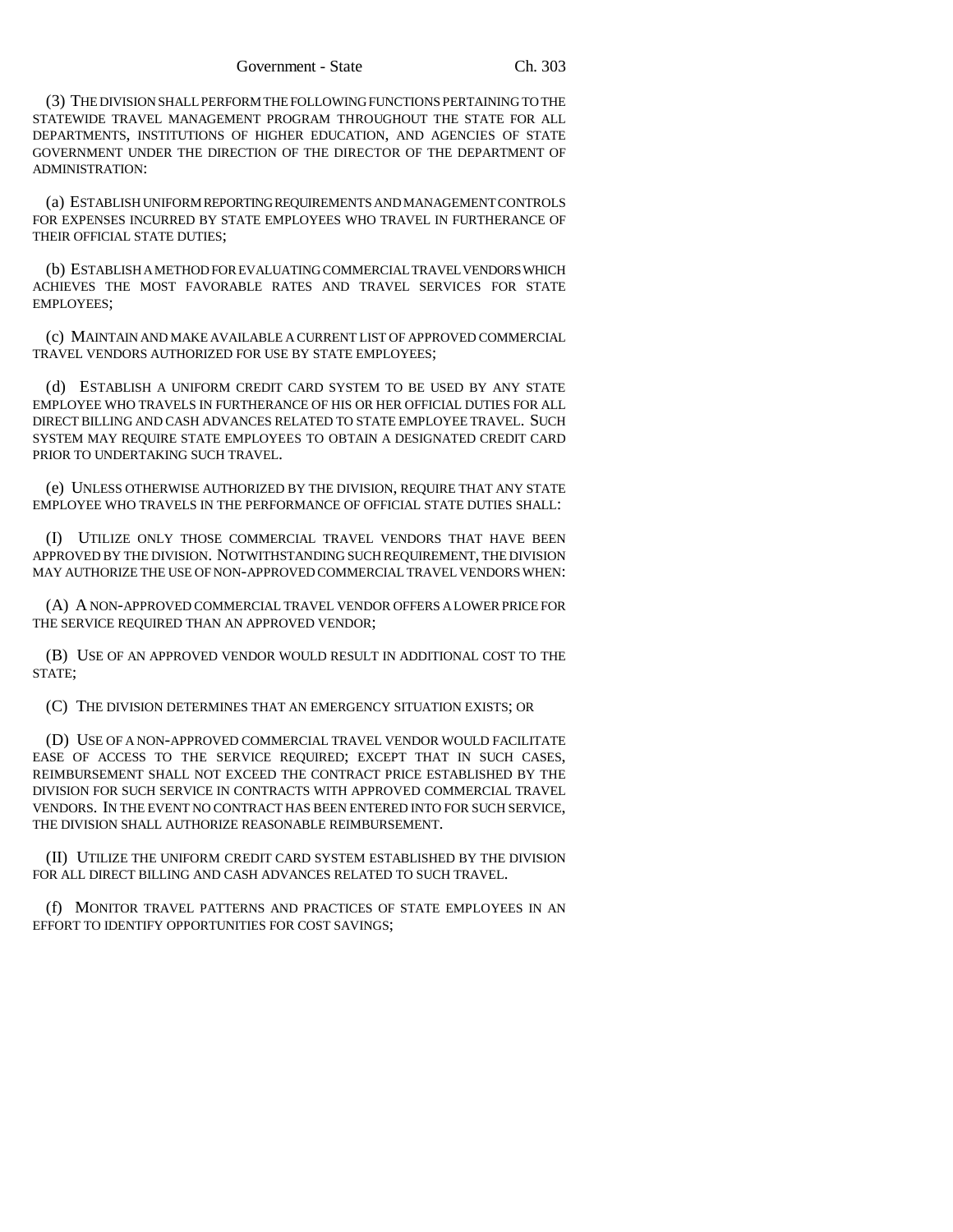(3) THE DIVISION SHALL PERFORM THE FOLLOWING FUNCTIONS PERTAINING TO THE STATEWIDE TRAVEL MANAGEMENT PROGRAM THROUGHOUT THE STATE FOR ALL DEPARTMENTS, INSTITUTIONS OF HIGHER EDUCATION, AND AGENCIES OF STATE GOVERNMENT UNDER THE DIRECTION OF THE DIRECTOR OF THE DEPARTMENT OF ADMINISTRATION:

(a) ESTABLISH UNIFORM REPORTING REQUIREMENTS AND MANAGEMENT CONTROLS FOR EXPENSES INCURRED BY STATE EMPLOYEES WHO TRAVEL IN FURTHERANCE OF THEIR OFFICIAL STATE DUTIES;

(b) ESTABLISH A METHOD FOR EVALUATING COMMERCIAL TRAVEL VENDORS WHICH ACHIEVES THE MOST FAVORABLE RATES AND TRAVEL SERVICES FOR STATE EMPLOYEES;

(c) MAINTAIN AND MAKE AVAILABLE A CURRENT LIST OF APPROVED COMMERCIAL TRAVEL VENDORS AUTHORIZED FOR USE BY STATE EMPLOYEES;

(d) ESTABLISH A UNIFORM CREDIT CARD SYSTEM TO BE USED BY ANY STATE EMPLOYEE WHO TRAVELS IN FURTHERANCE OF HIS OR HER OFFICIAL DUTIES FOR ALL DIRECT BILLING AND CASH ADVANCES RELATED TO STATE EMPLOYEE TRAVEL. SUCH SYSTEM MAY REQUIRE STATE EMPLOYEES TO OBTAIN A DESIGNATED CREDIT CARD PRIOR TO UNDERTAKING SUCH TRAVEL.

(e) UNLESS OTHERWISE AUTHORIZED BY THE DIVISION, REQUIRE THAT ANY STATE EMPLOYEE WHO TRAVELS IN THE PERFORMANCE OF OFFICIAL STATE DUTIES SHALL:

(I) UTILIZE ONLY THOSE COMMERCIAL TRAVEL VENDORS THAT HAVE BEEN APPROVED BY THE DIVISION. NOTWITHSTANDING SUCH REQUIREMENT, THE DIVISION MAY AUTHORIZE THE USE OF NON-APPROVED COMMERCIAL TRAVEL VENDORS WHEN:

(A) A NON-APPROVED COMMERCIAL TRAVEL VENDOR OFFERS A LOWER PRICE FOR THE SERVICE REQUIRED THAN AN APPROVED VENDOR;

(B) USE OF AN APPROVED VENDOR WOULD RESULT IN ADDITIONAL COST TO THE STATE;

(C) THE DIVISION DETERMINES THAT AN EMERGENCY SITUATION EXISTS; OR

(D) USE OF A NON-APPROVED COMMERCIAL TRAVEL VENDOR WOULD FACILITATE EASE OF ACCESS TO THE SERVICE REQUIRED; EXCEPT THAT IN SUCH CASES, REIMBURSEMENT SHALL NOT EXCEED THE CONTRACT PRICE ESTABLISHED BY THE DIVISION FOR SUCH SERVICE IN CONTRACTS WITH APPROVED COMMERCIAL TRAVEL VENDORS. IN THE EVENT NO CONTRACT HAS BEEN ENTERED INTO FOR SUCH SERVICE, THE DIVISION SHALL AUTHORIZE REASONABLE REIMBURSEMENT.

(II) UTILIZE THE UNIFORM CREDIT CARD SYSTEM ESTABLISHED BY THE DIVISION FOR ALL DIRECT BILLING AND CASH ADVANCES RELATED TO SUCH TRAVEL.

(f) MONITOR TRAVEL PATTERNS AND PRACTICES OF STATE EMPLOYEES IN AN EFFORT TO IDENTIFY OPPORTUNITIES FOR COST SAVINGS;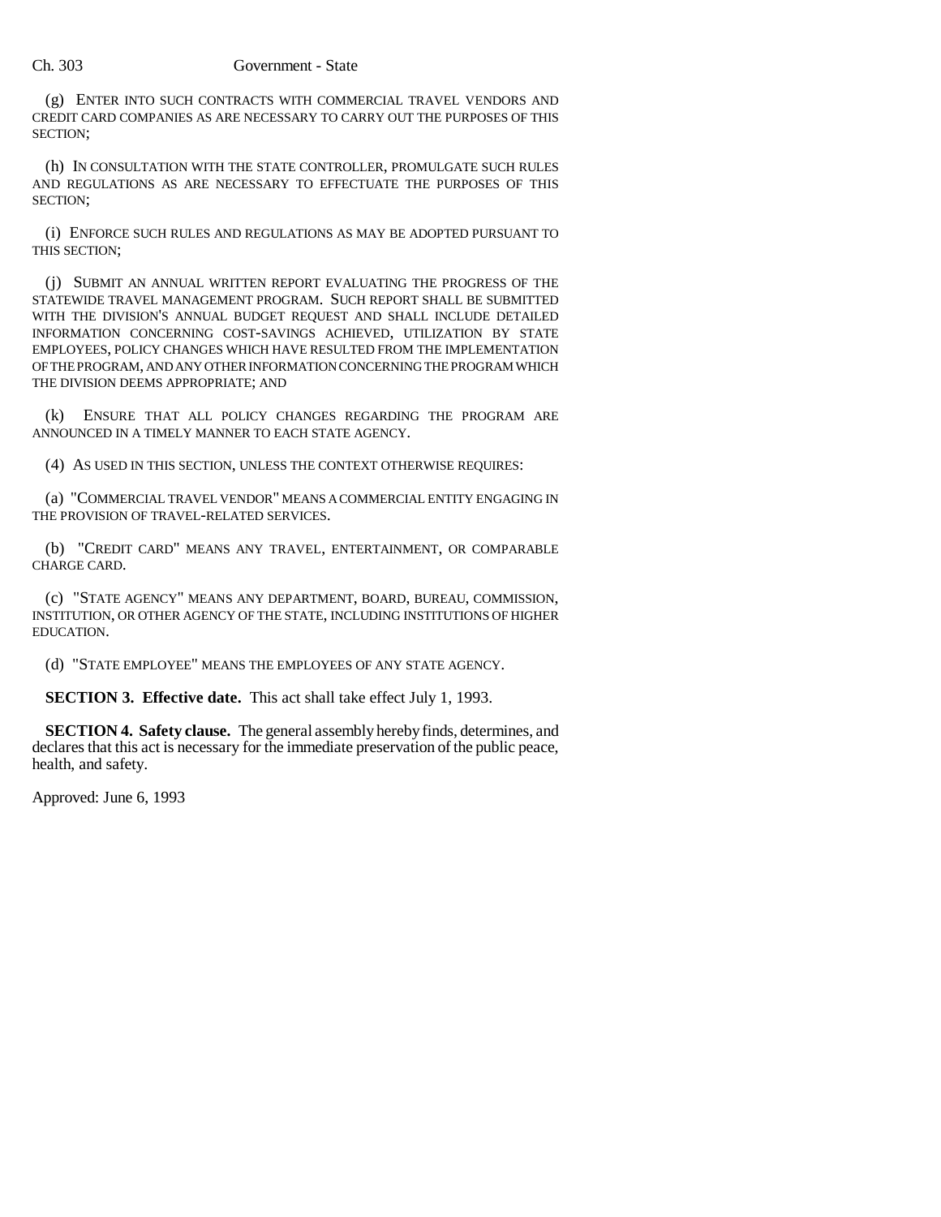(g) ENTER INTO SUCH CONTRACTS WITH COMMERCIAL TRAVEL VENDORS AND CREDIT CARD COMPANIES AS ARE NECESSARY TO CARRY OUT THE PURPOSES OF THIS SECTION;

(h) IN CONSULTATION WITH THE STATE CONTROLLER, PROMULGATE SUCH RULES AND REGULATIONS AS ARE NECESSARY TO EFFECTUATE THE PURPOSES OF THIS SECTION;

(i) ENFORCE SUCH RULES AND REGULATIONS AS MAY BE ADOPTED PURSUANT TO THIS SECTION;

(j) SUBMIT AN ANNUAL WRITTEN REPORT EVALUATING THE PROGRESS OF THE STATEWIDE TRAVEL MANAGEMENT PROGRAM. SUCH REPORT SHALL BE SUBMITTED WITH THE DIVISION'S ANNUAL BUDGET REQUEST AND SHALL INCLUDE DETAILED INFORMATION CONCERNING COST-SAVINGS ACHIEVED, UTILIZATION BY STATE EMPLOYEES, POLICY CHANGES WHICH HAVE RESULTED FROM THE IMPLEMENTATION OF THE PROGRAM, AND ANY OTHER INFORMATION CONCERNING THE PROGRAM WHICH THE DIVISION DEEMS APPROPRIATE; AND

(k) ENSURE THAT ALL POLICY CHANGES REGARDING THE PROGRAM ARE ANNOUNCED IN A TIMELY MANNER TO EACH STATE AGENCY.

(4) AS USED IN THIS SECTION, UNLESS THE CONTEXT OTHERWISE REQUIRES:

(a) "COMMERCIAL TRAVEL VENDOR" MEANS A COMMERCIAL ENTITY ENGAGING IN THE PROVISION OF TRAVEL-RELATED SERVICES.

(b) "CREDIT CARD" MEANS ANY TRAVEL, ENTERTAINMENT, OR COMPARABLE CHARGE CARD.

(c) "STATE AGENCY" MEANS ANY DEPARTMENT, BOARD, BUREAU, COMMISSION, INSTITUTION, OR OTHER AGENCY OF THE STATE, INCLUDING INSTITUTIONS OF HIGHER EDUCATION.

(d) "STATE EMPLOYEE" MEANS THE EMPLOYEES OF ANY STATE AGENCY.

**SECTION 3. Effective date.** This act shall take effect July 1, 1993.

**SECTION 4. Safety clause.** The general assembly hereby finds, determines, and declares that this act is necessary for the immediate preservation of the public peace, health, and safety.

Approved: June 6, 1993